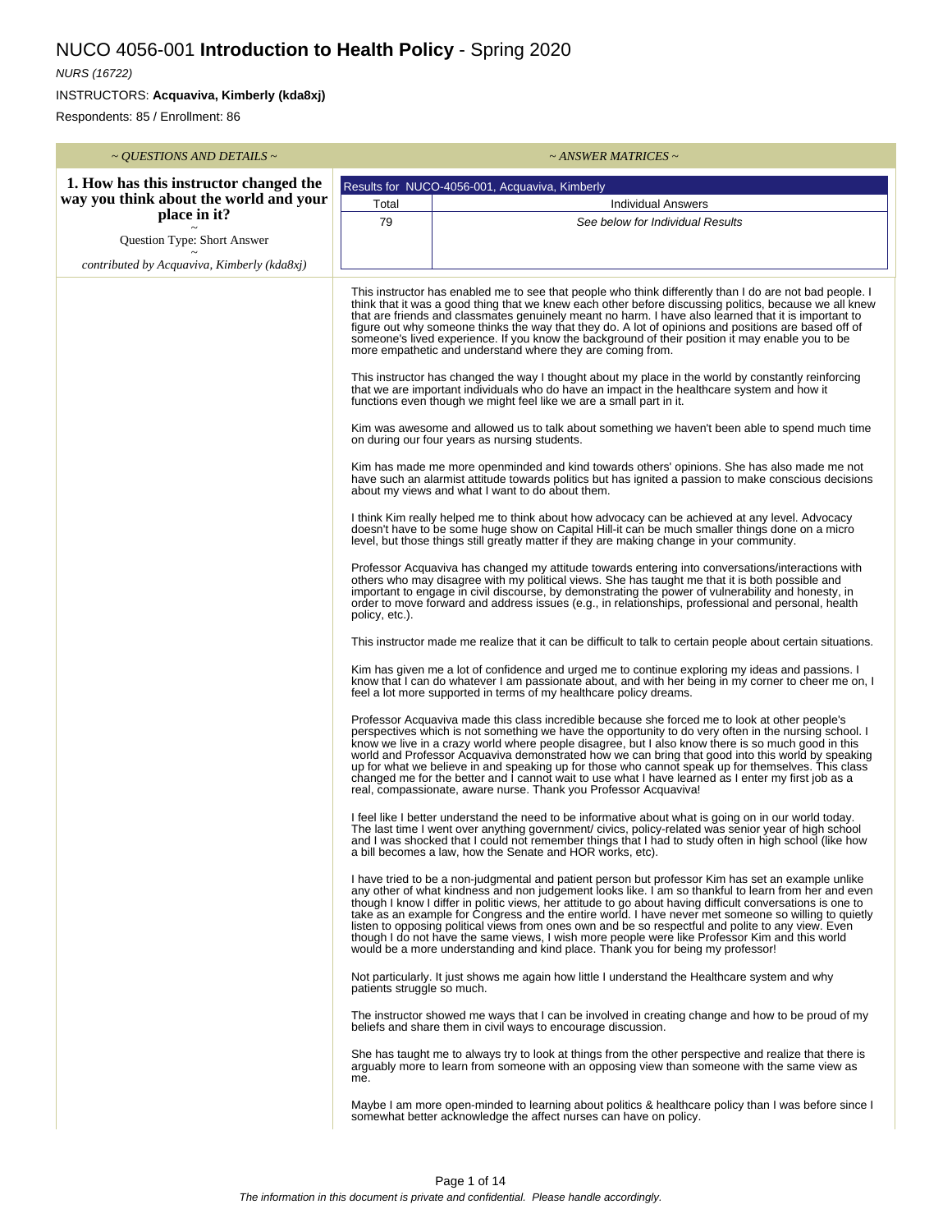# NUCO 4056-001 **Introduction to Health Policy** - Spring 2020

*NURS (16722)*

INSTRUCTORS: **Acquaviva, Kimberly (kda8xj)**

Respondents: 85 / Enrollment: 86

| ~ QUESTIONS AND DETAILS ~ | ~ ANSWER MATRICES ~ | |
|---|---|---|
| **1. How has this instructor changed the way you think about the world and your place in it?** ~ Question Type: Short Answer ~ *contributed by Acquaviva, Kimberly (kda8xj)* | Results for NUCO-4056-001, Acquaviva, Kimberly | |
| | Total | Individual Answers |
| | 79 | *See below for Individual Results* |

This instructor has enabled me to see that people who think differently than I do are not bad people. I think that it was a good thing that we knew each other before discussing politics, because we all knew that are friends and classmates genuinely meant no harm. I have also learned that it is important to figure out why someone thinks the way that they do. A lot of opinions and positions are based off of someone's lived experience. If you know the background of their position it may enable you to be more empathetic and understand where they are coming from.

This instructor has changed the way I thought about my place in the world by constantly reinforcing that we are important individuals who do have an impact in the healthcare system and how it functions even though we might feel like we are a small part in it.

Kim was awesome and allowed us to talk about something we haven't been able to spend much time on during our four years as nursing students.

Kim has made me more openminded and kind towards others' opinions. She has also made me not have such an alarmist attitude towards politics but has ignited a passion to make conscious decisions about my views and what I want to do about them.

I think Kim really helped me to think about how advocacy can be achieved at any level. Advocacy doesn't have to be some huge show on Capital Hill-it can be much smaller things done on a micro level, but those things still greatly matter if they are making change in your community.

Professor Acquaviva has changed my attitude towards entering into conversations/interactions with others who may disagree with my political views. She has taught me that it is both possible and important to engage in civil discourse, by demonstrating the power of vulnerability and honesty, in order to move forward and address issues (e.g., in relationships, professional and personal, health policy, etc.).

This instructor made me realize that it can be difficult to talk to certain people about certain situations.

Kim has given me a lot of confidence and urged me to continue exploring my ideas and passions. I know that I can do whatever I am passionate about, and with her being in my corner to cheer me on, I feel a lot more supported in terms of my healthcare policy dreams.

Professor Acquaviva made this class incredible because she forced me to look at other people's perspectives which is not something we have the opportunity to do very often in the nursing school. I know we live in a crazy world where people disagree, but I also know there is so much good in this world and Professor Acquaviva demonstrated how we can bring that good into this world by speaking up for what we believe in and speaking up for those who cannot speak up for themselves. This class changed me for the better and I cannot wait to use what I have learned as I enter my first job as a real, compassionate, aware nurse. Thank you Professor Acquaviva!

I feel like I better understand the need to be informative about what is going on in our world today. The last time I went over anything government/ civics, policy-related was senior year of high school and I was shocked that I could not remember things that I had to study often in high school (like how a bill becomes a law, how the Senate and HOR works, etc).

I have tried to be a non-judgmental and patient person but professor Kim has set an example unlike any other of what kindness and non judgement looks like. I am so thankful to learn from her and even though I know I differ in politic views, her attitude to go about having difficult conversations is one to take as an example for Congress and the entire world. I have never met someone so willing to quietly listen to opposing political views from ones own and be so respectful and polite to any view. Even though I do not have the same views, I wish more people were like Professor Kim and this world would be a more understanding and kind place. Thank you for being my professor!

Not particularly. It just shows me again how little I understand the Healthcare system and why patients struggle so much.

The instructor showed me ways that I can be involved in creating change and how to be proud of my beliefs and share them in civil ways to encourage discussion.

She has taught me to always try to look at things from the other perspective and realize that there is arguably more to learn from someone with an opposing view than someone with the same view as me.

Maybe I am more open-minded to learning about politics & healthcare policy than I was before since I somewhat better acknowledge the affect nurses can have on policy.

*The information in this document is private and confidential. Please handle accordingly.*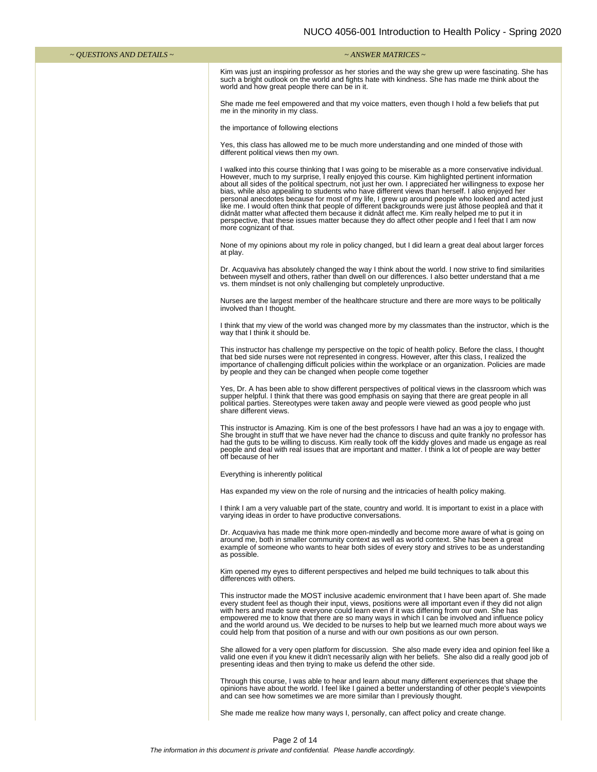| ~ QUESTIONS AND DETAILS ~ | ~ ANSWER MATRICES ~ |
|---|---|
| | Kim was just an inspiring professor as her stories and the way she grew up were fascinating. She has such a bright outlook on the world and fights hate with kindness. She has made me think about the world and how great people there can be in it. |
| | She made me feel empowered and that my voice matters, even though I hold a few beliefs that put me in the minority in my class. |
| | the importance of following elections |
| | Yes, this class has allowed me to be much more understanding and one minded of those with different political views then my own. |
| | I walked into this course thinking that I was going to be miserable as a more conservative individual. However, much to my surprise, I really enjoyed this course. Kim highlighted pertinent information about all sides of the political spectrum, not just her own. I appreciated her willingness to expose her bias, while also appealing to students who have different views than herself. I also enjoyed her personal anecdotes because for most of my life, I grew up around people who looked and acted just like me. I would often think that people of different backgrounds were just âthose peopleâ and that it didnât matter what affected them because it didnât affect me. Kim really helped me to put it in perspective, that these issues matter because they do affect other people and I feel that I am now more cognizant of that. |
| | None of my opinions about my role in policy changed, but I did learn a great deal about larger forces at play. |
| | Dr. Acquaviva has absolutely changed the way I think about the world. I now strive to find similarities between myself and others, rather than dwell on our differences. I also better understand that a me vs. them mindset is not only challenging but completely unproductive. |
| | Nurses are the largest member of the healthcare structure and there are more ways to be politically involved than I thought. |
| | I think that my view of the world was changed more by my classmates than the instructor, which is the way that I think it should be. |
| | This instructor has challenge my perspective on the topic of health policy. Before the class, I thought that bed side nurses were not represented in congress. However, after this class, I realized the importance of challenging difficult policies within the workplace or an organization. Policies are made by people and they can be changed when people come together |
| | Yes, Dr. A has been able to show different perspectives of political views in the classroom which was supper helpful. I think that there was good emphasis on saying that there are great people in all political parties. Stereotypes were taken away and people were viewed as good people who just share different views. |
| | This instructor is Amazing. Kim is one of the best professors I have had an was a joy to engage with. She brought in stuff that we have never had the chance to discuss and quite frankly no professor has had the guts to be willing to discuss. Kim really took off the kiddy gloves and made us engage as real people and deal with real issues that are important and matter. I think a lot of people are way better off because of her |
| | Everything is inherently political |
| | Has expanded my view on the role of nursing and the intricacies of health policy making. |
| | I think I am a very valuable part of the state, country and world. It is important to exist in a place with varying ideas in order to have productive conversations. |
| | Dr. Acquaviva has made me think more open-mindedly and become more aware of what is going on around me, both in smaller community context as well as world context. She has been a great example of someone who wants to hear both sides of every story and strives to be as understanding as possible. |
| | Kim opened my eyes to different perspectives and helped me build techniques to talk about this differences with others. |
| | This instructor made the MOST inclusive academic environment that I have been apart of. She made every student feel as though their input, views, positions were all important even if they did not align with hers and made sure everyone could learn even if it was differing from our own. She has empowered me to know that there are so many ways in which I can be involved and influence policy and the world around us. We decided to be nurses to help but we learned much more about ways we could help from that position of a nurse and with our own positions as our own person. |
| | She allowed for a very open platform for discussion. She also made every idea and opinion feel like a valid one even if you knew it didn't necessarily align with her beliefs. She also did a really good job of presenting ideas and then trying to make us defend the other side. |
| | Through this course, I was able to hear and learn about many different experiences that shape the opinions have about the world. I feel like I gained a better understanding of other people's viewpoints and can see how sometimes we are more similar than I previously thought. |
| | She made me realize how many ways I, personally, can affect policy and create change. |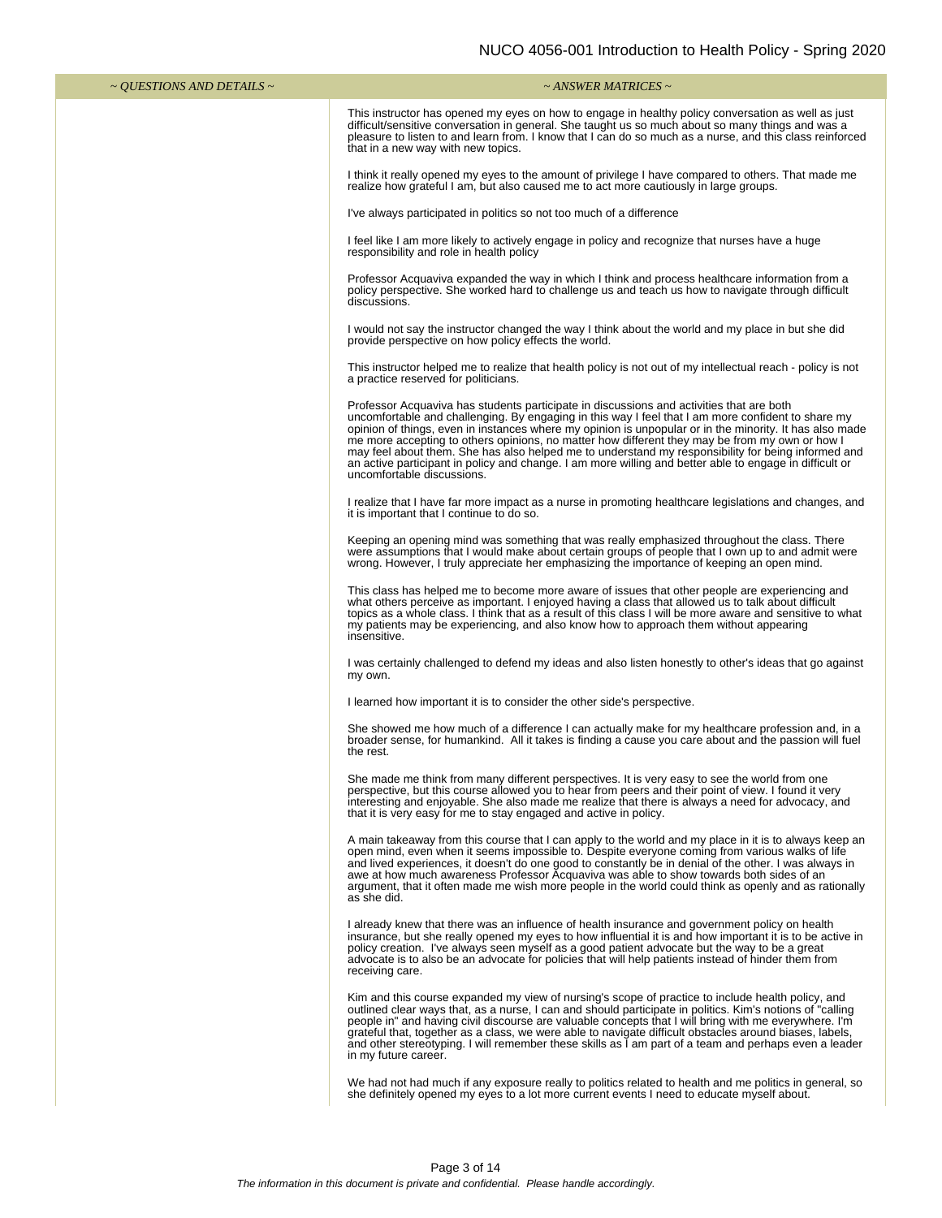| ~ QUESTIONS AND DETAILS ~ | ~ ANSWER MATRICES ~ |
| --- | --- |
| | This instructor has opened my eyes on how to engage in healthy policy conversation as well as just difficult/sensitive conversation in general. She taught us so much about so many things and was a pleasure to listen to and learn from. I know that I can do so much as a nurse, and this class reinforced that in a new way with new topics.<br><br>I think it really opened my eyes to the amount of privilege I have compared to others. That made me realize how grateful I am, but also caused me to act more cautiously in large groups.<br><br>I've always participated in politics so not too much of a difference<br><br>I feel like I am more likely to actively engage in policy and recognize that nurses have a huge responsibility and role in health policy<br><br>Professor Acquaviva expanded the way in which I think and process healthcare information from a policy perspective. She worked hard to challenge us and teach us how to navigate through difficult discussions.<br><br>I would not say the instructor changed the way I think about the world and my place in but she did provide perspective on how policy effects the world.<br><br>This instructor helped me to realize that health policy is not out of my intellectual reach - policy is not a practice reserved for politicians.<br><br>Professor Acquaviva has students participate in discussions and activities that are both uncomfortable and challenging. By engaging in this way I feel that I am more confident to share my opinion of things, even in instances where my opinion is unpopular or in the minority. It has also made me more accepting to others opinions, no matter how different they may be from my own or how I may feel about them. She has also helped me to understand my responsibility for being informed and an active participant in policy and change. I am more willing and better able to engage in difficult or uncomfortable discussions.<br><br>I realize that I have far more impact as a nurse in promoting healthcare legislations and changes, and it is important that I continue to do so.<br><br>Keeping an opening mind was something that was really emphasized throughout the class. There were assumptions that I would make about certain groups of people that I own up to and admit were wrong. However, I truly appreciate her emphasizing the importance of keeping an open mind.<br><br>This class has helped me to become more aware of issues that other people are experiencing and what others perceive as important. I enjoyed having a class that allowed us to talk about difficult topics as a whole class. I think that as a result of this class I will be more aware and sensitive to what my patients may be experiencing, and also know how to approach them without appearing insensitive.<br><br>I was certainly challenged to defend my ideas and also listen honestly to other's ideas that go against my own.<br><br>I learned how important it is to consider the other side's perspective.<br><br>She showed me how much of a difference I can actually make for my healthcare profession and, in a broader sense, for humankind. All it takes is finding a cause you care about and the passion will fuel the rest.<br><br>She made me think from many different perspectives. It is very easy to see the world from one perspective, but this course allowed you to hear from peers and their point of view. I found it very interesting and enjoyable. She also made me realize that there is always a need for advocacy, and that it is very easy for me to stay engaged and active in policy.<br><br>A main takeaway from this course that I can apply to the world and my place in it is to always keep an open mind, even when it seems impossible to. Despite everyone coming from various walks of life and lived experiences, it doesn't do one good to constantly be in denial of the other. I was always in awe at how much awareness Professor Acquaviva was able to show towards both sides of an argument, that it often made me wish more people in the world could think as openly and as rationally as she did.<br><br>I already knew that there was an influence of health insurance and government policy on health insurance, but she really opened my eyes to how influential it is and how important it is to be active in policy creation. I've always seen myself as a good patient advocate but the way to be a great advocate is to also be an advocate for policies that will help patients instead of hinder them from receiving care.<br><br>Kim and this course expanded my view of nursing's scope of practice to include health policy, and outlined clear ways that, as a nurse, I can and should participate in politics. Kim's notions of "calling people in" and having civil discourse are valuable concepts that I will bring with me everywhere. I'm grateful that, together as a class, we were able to navigate difficult obstacles around biases, labels, and other stereotyping. I will remember these skills as I am part of a team and perhaps even a leader in my future career.<br><br>We had not had much if any exposure really to politics related to health and me politics in general, so she definitely opened my eyes to a lot more current events I need to educate myself about. |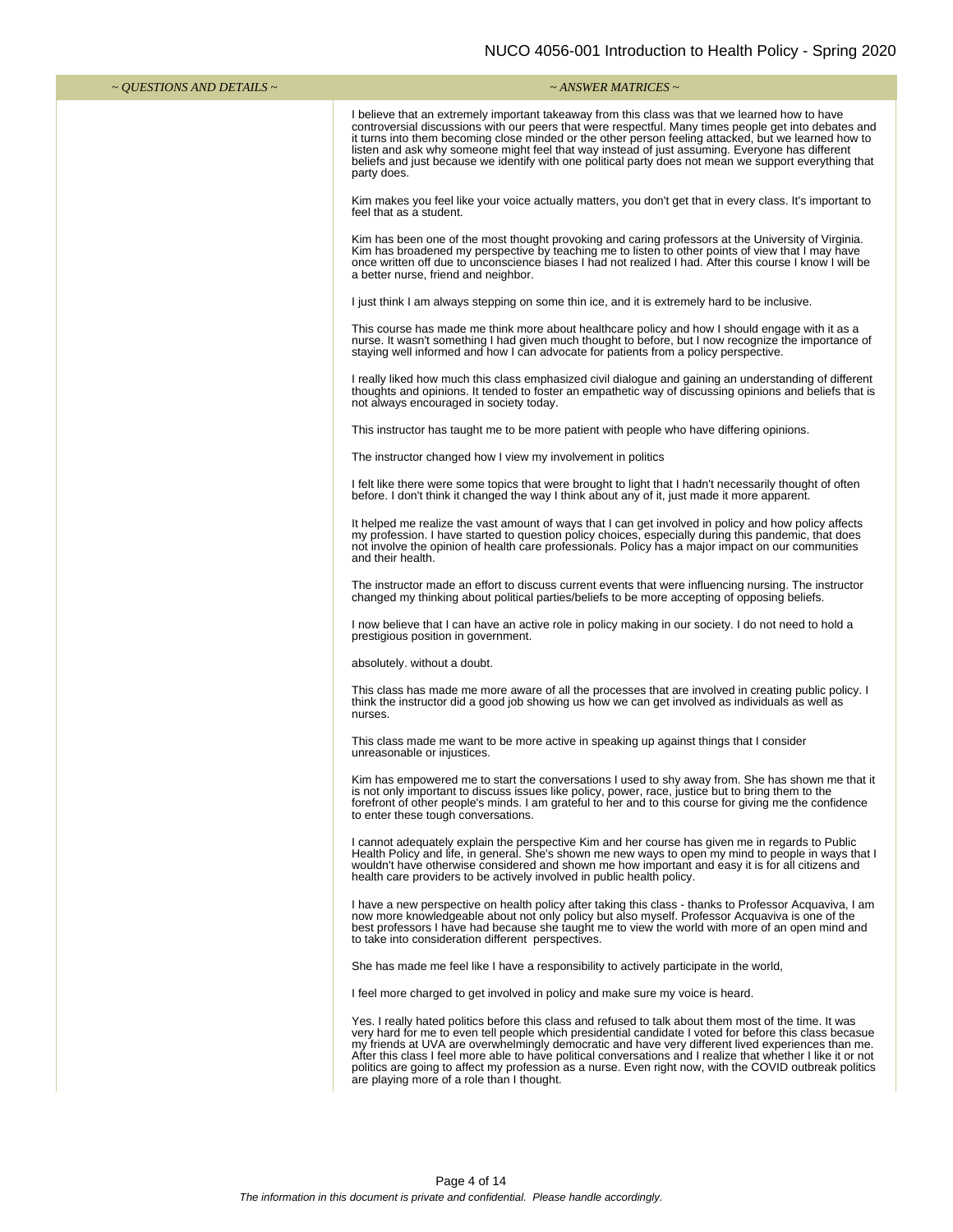| ~ QUESTIONS AND DETAILS ~ | ~ ANSWER MATRICES ~ |
| --- | --- |
| | I believe that an extremely important takeaway from this class was that we learned how to have controversial discussions with our peers that were respectful. Many times people get into debates and it turns into them becoming close minded or the other person feeling attacked, but we learned how to listen and ask why someone might feel that way instead of just assuming. Everyone has different beliefs and just because we identify with one political party does not mean we support everything that party does.<br><br>Kim makes you feel like your voice actually matters, you don't get that in every class. It's important to feel that as a student.<br><br>Kim has been one of the most thought provoking and caring professors at the University of Virginia. Kim has broadened my perspective by teaching me to listen to other points of view that I may have once written off due to unconscience biases I had not realized I had. After this course I know I will be a better nurse, friend and neighbor.<br><br>I just think I am always stepping on some thin ice, and it is extremely hard to be inclusive.<br><br>This course has made me think more about healthcare policy and how I should engage with it as a nurse. It wasn't something I had given much thought to before, but I now recognize the importance of staying well informed and how I can advocate for patients from a policy perspective.<br><br>I really liked how much this class emphasized civil dialogue and gaining an understanding of different thoughts and opinions. It tended to foster an empathetic way of discussing opinions and beliefs that is not always encouraged in society today.<br><br>This instructor has taught me to be more patient with people who have differing opinions.<br><br>The instructor changed how I view my involvement in politics<br><br>I felt like there were some topics that were brought to light that I hadn't necessarily thought of often before. I don't think it changed the way I think about any of it, just made it more apparent.<br><br>It helped me realize the vast amount of ways that I can get involved in policy and how policy affects my profession. I have started to question policy choices, especially during this pandemic, that does not involve the opinion of health care professionals. Policy has a major impact on our communities and their health.<br><br>The instructor made an effort to discuss current events that were influencing nursing. The instructor changed my thinking about political parties/beliefs to be more accepting of opposing beliefs.<br><br>I now believe that I can have an active role in policy making in our society. I do not need to hold a prestigious position in government.<br><br>absolutely. without a doubt.<br><br>This class has made me more aware of all the processes that are involved in creating public policy. I think the instructor did a good job showing us how we can get involved as individuals as well as nurses.<br><br>This class made me want to be more active in speaking up against things that I consider unreasonable or injustices.<br><br>Kim has empowered me to start the conversations I used to shy away from. She has shown me that it is not only important to discuss issues like policy, power, race, justice but to bring them to the forefront of other people's minds. I am grateful to her and to this course for giving me the confidence to enter these tough conversations.<br><br>I cannot adequately explain the perspective Kim and her course has given me in regards to Public Health Policy and life, in general. She's shown me new ways to open my mind to people in ways that I wouldn't have otherwise considered and shown me how important and easy it is for all citizens and health care providers to be actively involved in public health policy.<br><br>I have a new perspective on health policy after taking this class - thanks to Professor Acquaviva, I am now more knowledgeable about not only policy but also myself. Professor Acquaviva is one of the best professors I have had because she taught me to view the world with more of an open mind and to take into consideration different perspectives.<br><br>She has made me feel like I have a responsibility to actively participate in the world,<br><br>I feel more charged to get involved in policy and make sure my voice is heard.<br><br>Yes. I really hated politics before this class and refused to talk about them most of the time. It was very hard for me to even tell people which presidential candidate I voted for before this class becasue my friends at UVA are overwhelmingly democratic and have very different lived experiences than me. After this class I feel more able to have political conversations and I realize that whether I like it or not politics are going to affect my profession as a nurse. Even right now, with the COVID outbreak politics are playing more of a role than I thought. |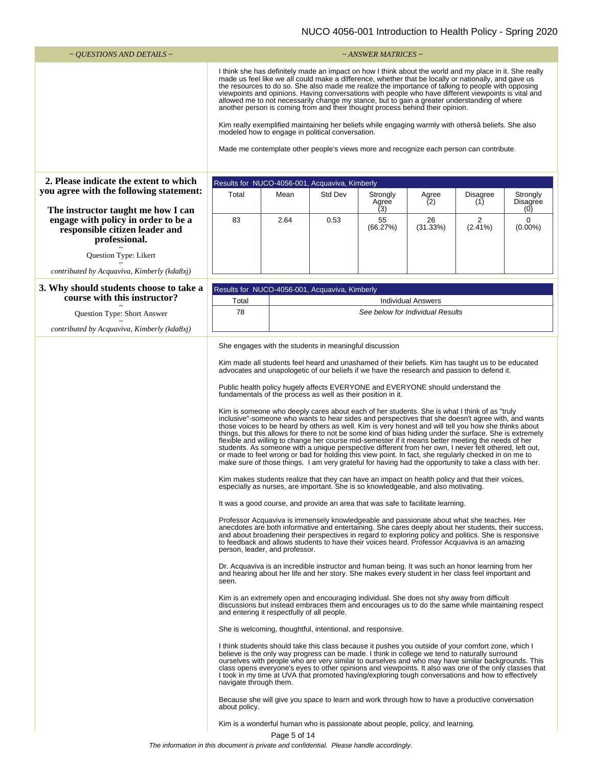| ~ QUESTIONS AND DETAILS ~ | ~ ANSWER MATRICES ~ |
|---|---|

I think she has definitely made an impact on how I think about the world and my place in it. She really made us feel like we all could make a difference, whether that be locally or nationally, and gave us the resources to do so. She also made me realize the importance of talking to people with opposing viewpoints and opinions. Having conversations with people who have different viewpoints is vital and allowed me to not necessarily change my stance, but to gain a greater understanding of where another person is coming from and their thought process behind their opinion.

Kim really exemplified maintaining her beliefs while engaging warmly with othersâ beliefs. She also modeled how to engage in political conversation.

Made me contemplate other people's views more and recognize each person can contribute.

**2. Please indicate the extent to which you agree with the following statement:**

**The instructor taught me how I can engage with policy in order to be a responsible citizen leader and professional.**

~
Question Type: Likert
~
*contributed by Acquaviva, Kimberly (kda8xj)*

Results for NUCO-4056-001, Acquaviva, Kimberly

| Total | Mean | Std Dev | Strongly Agree (3) | Agree (2) | Disagree (1) | Strongly Disagree (0) |
|---|---|---|---|---|---|---|
| 83 | 2.64 | 0.53 | 55 (66.27%) | 26 (31.33%) | 2 (2.41%) | 0 (0.00%) |

**3. Why should students choose to take a course with this instructor?**

~
Question Type: Short Answer
~
*contributed by Acquaviva, Kimberly (kda8xj)*

Results for NUCO-4056-001, Acquaviva, Kimberly

| Total | Individual Answers |
|---|---|
| 78 | *See below for Individual Results* |

She engages with the students in meaningful discussion

Kim made all students feel heard and unashamed of their beliefs. Kim has taught us to be educated advocates and unapologetic of our beliefs if we have the research and passion to defend it.

Public health policy hugely affects EVERYONE and EVERYONE should understand the fundamentals of the process as well as their position in it.

Kim is someone who deeply cares about each of her students. She is what I think of as "truly inclusive"-someone who wants to hear sides and perspectives that she doesn't agree with, and wants those voices to be heard by others as well. Kim is very honest and will tell you how she thinks about things, but this allows for there to not be some kind of bias hiding under the surface. She is extremely flexible and willing to change her course mid-semester if it means better meeting the needs of her students. As someone with a unique perspective different from her own, I never felt othered, left out, or made to feel wrong or bad for holding this view point. In fact, she regularly checked in on me to make sure of those things.  I am very grateful for having had the opportunity to take a class with her.

Kim makes students realize that they can have an impact on health policy and that their voices, especially as nurses, are important. She is so knowledgeable, and also motivating.

It was a good course, and provide an area that was safe to facilitate learning.

Professor Acquaviva is immensely knowledgeable and passionate about what she teaches. Her anecdotes are both informative and entertaining. She cares deeply about her students, their success, and about broadening their perspectives in regard to exploring policy and politics. She is responsive to feedback and allows students to have their voices heard. Professor Acquaviva is an amazing person, leader, and professor.

Dr. Acquaviva is an incredible instructor and human being. It was such an honor learning from her and hearing about her life and her story. She makes every student in her class feel important and seen.

Kim is an extremely open and encouraging individual. She does not shy away from difficult discussions but instead embraces them and encourages us to do the same while maintaining respect and entering it respectfully of all people.

She is welcoming, thoughtful, intentional, and responsive.

I think students should take this class because it pushes you outside of your comfort zone, which I believe is the only way progress can be made. I think in college we tend to naturally surround ourselves with people who are very similar to ourselves and who may have similar backgrounds. This class opens everyone's eyes to other opinions and viewpoints. It also was one of the only classes that I took in my time at UVA that promoted having/exploring tough conversations and how to effectively navigate through them.

Because she will give you space to learn and work through how to have a productive conversation about policy.

Kim is a wonderful human who is passionate about people, policy, and learning.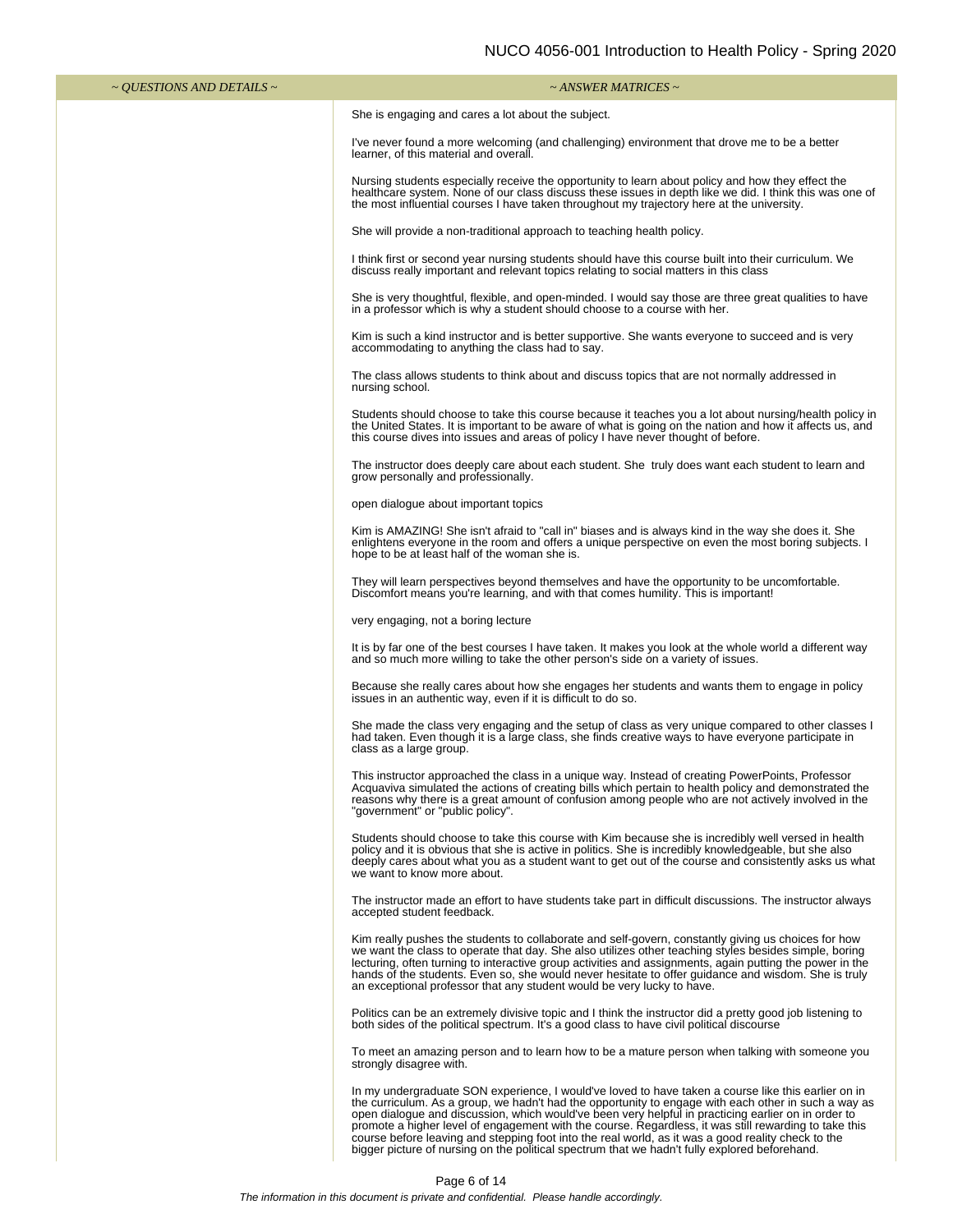| ~ QUESTIONS AND DETAILS ~ | ~ ANSWER MATRICES ~ |
|---|---|
| | She is engaging and cares a lot about the subject. |
| | I've never found a more welcoming (and challenging) environment that drove me to be a better learner, of this material and overall. |
| | Nursing students especially receive the opportunity to learn about policy and how they effect the healthcare system. None of our class discuss these issues in depth like we did. I think this was one of the most influential courses I have taken throughout my trajectory here at the university. |
| | She will provide a non-traditional approach to teaching health policy. |
| | I think first or second year nursing students should have this course built into their curriculum. We discuss really important and relevant topics relating to social matters in this class |
| | She is very thoughtful, flexible, and open-minded. I would say those are three great qualities to have in a professor which is why a student should choose to a course with her. |
| | Kim is such a kind instructor and is better supportive. She wants everyone to succeed and is very accommodating to anything the class had to say. |
| | The class allows students to think about and discuss topics that are not normally addressed in nursing school. |
| | Students should choose to take this course because it teaches you a lot about nursing/health policy in the United States. It is important to be aware of what is going on the nation and how it affects us, and this course dives into issues and areas of policy I have never thought of before. |
| | The instructor does deeply care about each student. She truly does want each student to learn and grow personally and professionally. |
| | open dialogue about important topics |
| | Kim is AMAZING! She isn't afraid to "call in" biases and is always kind in the way she does it. She enlightens everyone in the room and offers a unique perspective on even the most boring subjects. I hope to be at least half of the woman she is. |
| | They will learn perspectives beyond themselves and have the opportunity to be uncomfortable. Discomfort means you're learning, and with that comes humility. This is important! |
| | very engaging, not a boring lecture |
| | It is by far one of the best courses I have taken. It makes you look at the whole world a different way and so much more willing to take the other person's side on a variety of issues. |
| | Because she really cares about how she engages her students and wants them to engage in policy issues in an authentic way, even if it is difficult to do so. |
| | She made the class very engaging and the setup of class as very unique compared to other classes I had taken. Even though it is a large class, she finds creative ways to have everyone participate in class as a large group. |
| | This instructor approached the class in a unique way. Instead of creating PowerPoints, Professor Acquaviva simulated the actions of creating bills which pertain to health policy and demonstrated the reasons why there is a great amount of confusion among people who are not actively involved in the "government" or "public policy". |
| | Students should choose to take this course with Kim because she is incredibly well versed in health policy and it is obvious that she is active in politics. She is incredibly knowledgeable, but she also deeply cares about what you as a student want to get out of the course and consistently asks us what we want to know more about. |
| | The instructor made an effort to have students take part in difficult discussions. The instructor always accepted student feedback. |
| | Kim really pushes the students to collaborate and self-govern, constantly giving us choices for how we want the class to operate that day. She also utilizes other teaching styles besides simple, boring lecturing, often turning to interactive group activities and assignments, again putting the power in the hands of the students. Even so, she would never hesitate to offer guidance and wisdom. She is truly an exceptional professor that any student would be very lucky to have. |
| | Politics can be an extremely divisive topic and I think the instructor did a pretty good job listening to both sides of the political spectrum. It's a good class to have civil political discourse |
| | To meet an amazing person and to learn how to be a mature person when talking with someone you strongly disagree with. |
| | In my undergraduate SON experience, I would've loved to have taken a course like this earlier on in the curriculum. As a group, we hadn't had the opportunity to engage with each other in such a way as open dialogue and discussion, which would've been very helpful in practicing earlier on in order to promote a higher level of engagement with the course. Regardless, it was still rewarding to take this course before leaving and stepping foot into the real world, as it was a good reality check to the bigger picture of nursing on the political spectrum that we hadn't fully explored beforehand. |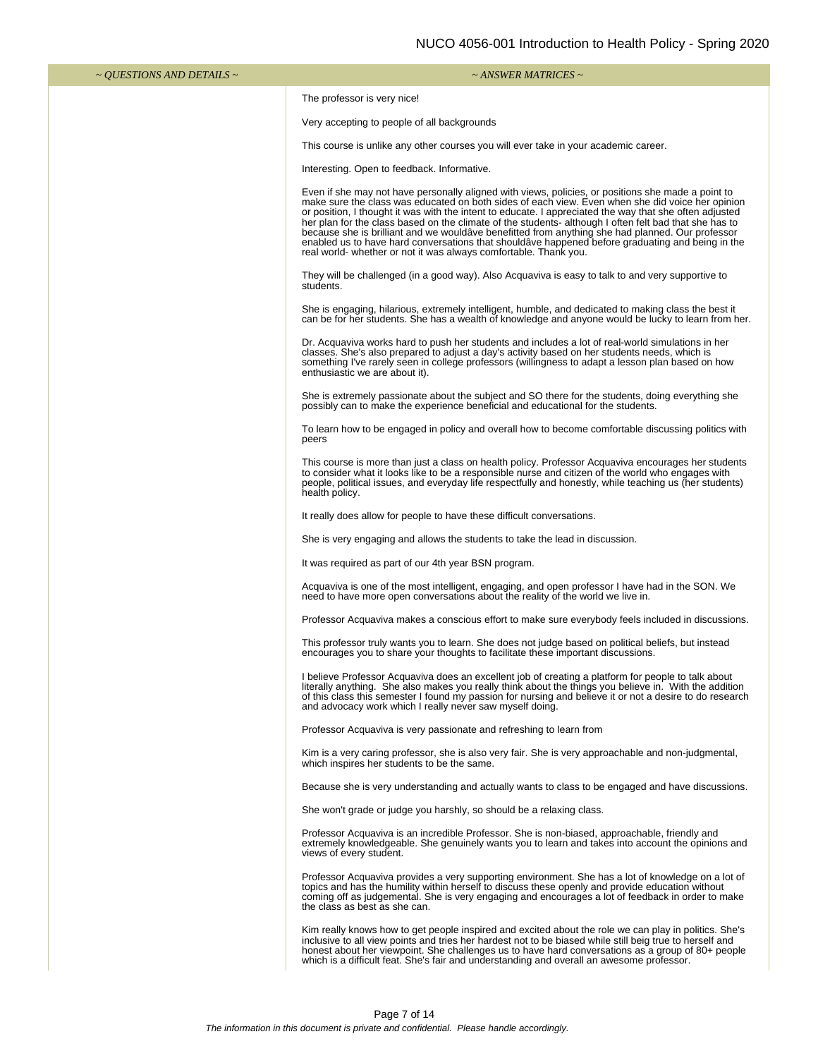| ~ QUESTIONS AND DETAILS ~ | ~ ANSWER MATRICES ~ |
| --- | --- |
| | The professor is very nice! |
| | Very accepting to people of all backgrounds |
| | This course is unlike any other courses you will ever take in your academic career. |
| | Interesting. Open to feedback. Informative. |
| | Even if she may not have personally aligned with views, policies, or positions she made a point to make sure the class was educated on both sides of each view. Even when she did voice her opinion or position, I thought it was with the intent to educate. I appreciated the way that she often adjusted her plan for the class based on the climate of the students- although I often felt bad that she has to because she is brilliant and we wouldâve benefitted from anything she had planned. Our professor enabled us to have hard conversations that shouldâve happened before graduating and being in the real world- whether or not it was always comfortable. Thank you. |
| | They will be challenged (in a good way). Also Acquaviva is easy to talk to and very supportive to students. |
| | She is engaging, hilarious, extremely intelligent, humble, and dedicated to making class the best it can be for her students. She has a wealth of knowledge and anyone would be lucky to learn from her. |
| | Dr. Acquaviva works hard to push her students and includes a lot of real-world simulations in her classes. She's also prepared to adjust a day's activity based on her students needs, which is something I've rarely seen in college professors (willingness to adapt a lesson plan based on how enthusiastic we are about it). |
| | She is extremely passionate about the subject and SO there for the students, doing everything she possibly can to make the experience beneficial and educational for the students. |
| | To learn how to be engaged in policy and overall how to become comfortable discussing politics with peers |
| | This course is more than just a class on health policy. Professor Acquaviva encourages her students to consider what it looks like to be a responsible nurse and citizen of the world who engages with people, political issues, and everyday life respectfully and honestly, while teaching us (her students) health policy. |
| | It really does allow for people to have these difficult conversations. |
| | She is very engaging and allows the students to take the lead in discussion. |
| | It was required as part of our 4th year BSN program. |
| | Acquaviva is one of the most intelligent, engaging, and open professor I have had in the SON. We need to have more open conversations about the reality of the world we live in. |
| | Professor Acquaviva makes a conscious effort to make sure everybody feels included in discussions. |
| | This professor truly wants you to learn. She does not judge based on political beliefs, but instead encourages you to share your thoughts to facilitate these important discussions. |
| | I believe Professor Acquaviva does an excellent job of creating a platform for people to talk about literally anything. She also makes you really think about the things you believe in. With the addition of this class this semester I found my passion for nursing and believe it or not a desire to do research and advocacy work which I really never saw myself doing. |
| | Professor Acquaviva is very passionate and refreshing to learn from |
| | Kim is a very caring professor, she is also very fair. She is very approachable and non-judgmental, which inspires her students to be the same. |
| | Because she is very understanding and actually wants to class to be engaged and have discussions. |
| | She won't grade or judge you harshly, so should be a relaxing class. |
| | Professor Acquaviva is an incredible Professor. She is non-biased, approachable, friendly and extremely knowledgeable. She genuinely wants you to learn and takes into account the opinions and views of every student. |
| | Professor Acquaviva provides a very supporting environment. She has a lot of knowledge on a lot of topics and has the humility within herself to discuss these openly and provide education without coming off as judgemental. She is very engaging and encourages a lot of feedback in order to make the class as best as she can. |
| | Kim really knows how to get people inspired and excited about the role we can play in politics. She's inclusive to all view points and tries her hardest not to be biased while still beig true to herself and honest about her viewpoint. She challenges us to have hard conversations as a group of 80+ people which is a difficult feat. She's fair and understanding and overall an awesome professor. |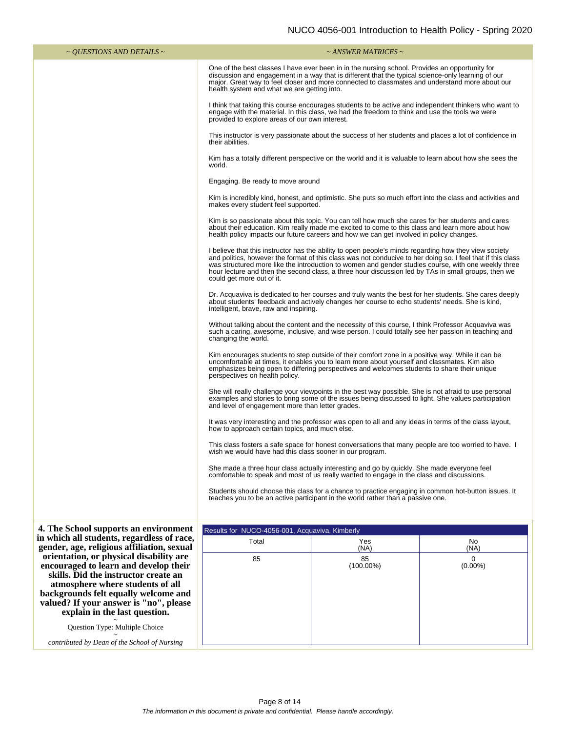| ~ QUESTIONS AND DETAILS ~ | ~ ANSWER MATRICES ~ |
|---|---|

One of the best classes I have ever been in in the nursing school. Provides an opportunity for discussion and engagement in a way that is different that the typical science-only learning of our major. Great way to feel closer and more connected to classmates and understand more about our health system and what we are getting into.

I think that taking this course encourages students to be active and independent thinkers who want to engage with the material. In this class, we had the freedom to think and use the tools we were provided to explore areas of our own interest.

This instructor is very passionate about the success of her students and places a lot of confidence in their abilities.

Kim has a totally different perspective on the world and it is valuable to learn about how she sees the world.

Engaging. Be ready to move around

Kim is incredibly kind, honest, and optimistic. She puts so much effort into the class and activities and makes every student feel supported.

Kim is so passionate about this topic. You can tell how much she cares for her students and cares about their education. Kim really made me excited to come to this class and learn more about how health policy impacts our future careers and how we can get involved in policy changes.

I believe that this instructor has the ability to open people's minds regarding how they view society and politics, however the format of this class was not conducive to her doing so. I feel that if this class was structured more like the introduction to women and gender studies course, with one weekly three hour lecture and then the second class, a three hour discussion led by TAs in small groups, then we could get more out of it.

Dr. Acquaviva is dedicated to her courses and truly wants the best for her students. She cares deeply about students' feedback and actively changes her course to echo students' needs. She is kind, intelligent, brave, raw and inspiring.

Without talking about the content and the necessity of this course, I think Professor Acquaviva was such a caring, awesome, inclusive, and wise person. I could totally see her passion in teaching and changing the world.

Kim encourages students to step outside of their comfort zone in a positive way. While it can be uncomfortable at times, it enables you to learn more about yourself and classmates. Kim also emphasizes being open to differing perspectives and welcomes students to share their unique perspectives on health policy.

She will really challenge your viewpoints in the best way possible. She is not afraid to use personal examples and stories to bring some of the issues being discussed to light. She values participation and level of engagement more than letter grades.

It was very interesting and the professor was open to all and any ideas in terms of the class layout, how to approach certain topics, and much else.

This class fosters a safe space for honest conversations that many people are too worried to have. I wish we would have had this class sooner in our program.

She made a three hour class actually interesting and go by quickly. She made everyone feel comfortable to speak and most of us really wanted to engage in the class and discussions.

Students should choose this class for a chance to practice engaging in common hot-button issues. It teaches you to be an active participant in the world rather than a passive one.

**4. The School supports an environment in which all students, regardless of race, gender, age, religious affiliation, sexual orientation, or physical disability are encouraged to learn and develop their skills. Did the instructor create an atmosphere where students of all backgrounds felt equally welcome and valued? If your answer is "no", please explain in the last question.**

~
Question Type: Multiple Choice
~
*contributed by Dean of the School of Nursing*

Results for NUCO-4056-001, Acquaviva, Kimberly

| Total | Yes (NA) | No (NA) |
|---|---|---|
| 85 | 85 (100.00%) | 0 (0.00%) |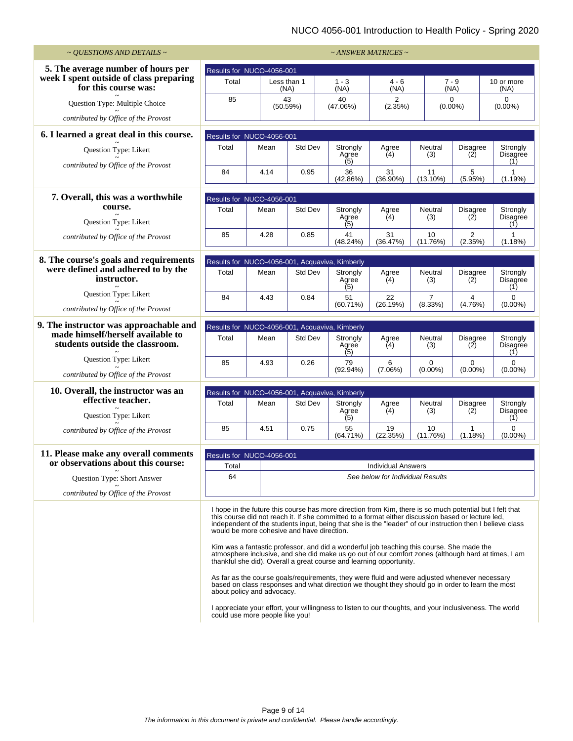| ~ QUESTIONS AND DETAILS ~ | ~ ANSWER MATRICES ~ |
|---|---|

**5. The average number of hours per week I spent outside of class preparing for this course was:**

Question Type: Multiple Choice

*contributed by Office of the Provost*

Results for NUCO-4056-001

| Total | Less than 1 (NA) | 1 - 3 (NA) | 4 - 6 (NA) | 7 - 9 (NA) | 10 or more (NA) |
|---|---|---|---|---|---|
| 85 | 43 (50.59%) | 40 (47.06%) | 2 (2.35%) | 0 (0.00%) | 0 (0.00%) |

**6. I learned a great deal in this course.**

Question Type: Likert

*contributed by Office of the Provost*

Results for NUCO-4056-001

| Total | Mean | Std Dev | Strongly Agree (5) | Agree (4) | Neutral (3) | Disagree (2) | Strongly Disagree (1) |
|---|---|---|---|---|---|---|---|
| 84 | 4.14 | 0.95 | 36 (42.86%) | 31 (36.90%) | 11 (13.10%) | 5 (5.95%) | 1 (1.19%) |

**7. Overall, this was a worthwhile course.**

Question Type: Likert

*contributed by Office of the Provost*

Results for NUCO-4056-001

| Total | Mean | Std Dev | Strongly Agree (5) | Agree (4) | Neutral (3) | Disagree (2) | Strongly Disagree (1) |
|---|---|---|---|---|---|---|---|
| 85 | 4.28 | 0.85 | 41 (48.24%) | 31 (36.47%) | 10 (11.76%) | 2 (2.35%) | 1 (1.18%) |

**8. The course's goals and requirements were defined and adhered to by the instructor.**

Question Type: Likert

*contributed by Office of the Provost*

Results for NUCO-4056-001, Acquaviva, Kimberly

| Total | Mean | Std Dev | Strongly Agree (5) | Agree (4) | Neutral (3) | Disagree (2) | Strongly Disagree (1) |
|---|---|---|---|---|---|---|---|
| 84 | 4.43 | 0.84 | 51 (60.71%) | 22 (26.19%) | 7 (8.33%) | 4 (4.76%) | 0 (0.00%) |

**9. The instructor was approachable and made himself/herself available to students outside the classroom.**

Question Type: Likert

*contributed by Office of the Provost*

Results for NUCO-4056-001, Acquaviva, Kimberly

| Total | Mean | Std Dev | Strongly Agree (5) | Agree (4) | Neutral (3) | Disagree (2) | Strongly Disagree (1) |
|---|---|---|---|---|---|---|---|
| 85 | 4.93 | 0.26 | 79 (92.94%) | 6 (7.06%) | 0 (0.00%) | 0 (0.00%) | 0 (0.00%) |

**10. Overall, the instructor was an effective teacher.**

Question Type: Likert

*contributed by Office of the Provost*

Results for NUCO-4056-001, Acquaviva, Kimberly

| Total | Mean | Std Dev | Strongly Agree (5) | Agree (4) | Neutral (3) | Disagree (2) | Strongly Disagree (1) |
|---|---|---|---|---|---|---|---|
| 85 | 4.51 | 0.75 | 55 (64.71%) | 19 (22.35%) | 10 (11.76%) | 1 (1.18%) | 0 (0.00%) |

**11. Please make any overall comments or observations about this course:**

Question Type: Short Answer

*contributed by Office of the Provost*

Results for NUCO-4056-001

| Total | Individual Answers |
|---|---|
| 64 | *See below for Individual Results* |

I hope in the future this course has more direction from Kim, there is so much potential but I felt that this course did not reach it. If she committed to a format either discussion based or lecture led, independent of the students input, being that she is the "leader" of our instruction then I believe class would be more cohesive and have direction.

Kim was a fantastic professor, and did a wonderful job teaching this course. She made the atmosphere inclusive, and she did make us go out of our comfort zones (although hard at times, I am thankful she did). Overall a great course and learning opportunity.

As far as the course goals/requirements, they were fluid and were adjusted whenever necessary based on class responses and what direction we thought they should go in order to learn the most about policy and advocacy.

I appreciate your effort, your willingness to listen to our thoughts, and your inclusiveness. The world could use more people like you!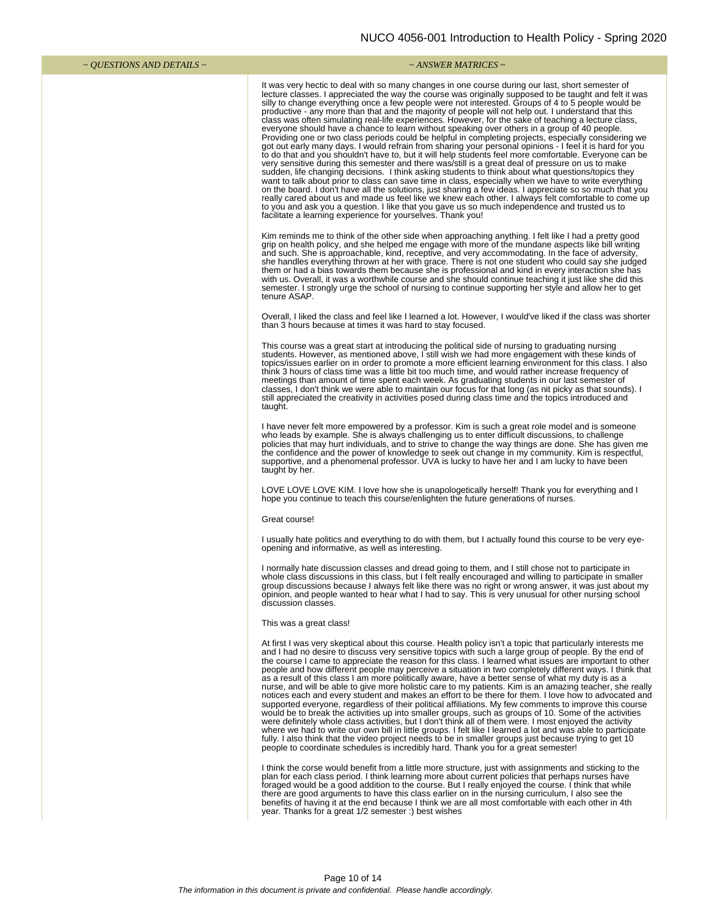| ~ QUESTIONS AND DETAILS ~ | ~ ANSWER MATRICES ~ |
|---|---|

It was very hectic to deal with so many changes in one course during our last, short semester of lecture classes. I appreciated the way the course was originally supposed to be taught and felt it was silly to change everything once a few people were not interested. Groups of 4 to 5 people would be productive - any more than that and the majority of people will not help out. I understand that this class was often simulating real-life experiences. However, for the sake of teaching a lecture class, everyone should have a chance to learn without speaking over others in a group of 40 people. Providing one or two class periods could be helpful in completing projects, especially considering we got out early many days. I would refrain from sharing your personal opinions - I feel it is hard for you to do that and you shouldn't have to, but it will help students feel more comfortable. Everyone can be very sensitive during this semester and there was/still is a great deal of pressure on us to make sudden, life changing decisions. I think asking students to think about what questions/topics they want to talk about prior to class can save time in class, especially when we have to write everything on the board. I don't have all the solutions, just sharing a few ideas. I appreciate so so much that you really cared about us and made us feel like we knew each other. I always felt comfortable to come up to you and ask you a question. I like that you gave us so much independence and trusted us to facilitate a learning experience for yourselves. Thank you!

Kim reminds me to think of the other side when approaching anything. I felt like I had a pretty good grip on health policy, and she helped me engage with more of the mundane aspects like bill writing and such. She is approachable, kind, receptive, and very accommodating. In the face of adversity, she handles everything thrown at her with grace. There is not one student who could say she judged them or had a bias towards them because she is professional and kind in every interaction she has with us. Overall, it was a worthwhile course and she should continue teaching it just like she did this semester. I strongly urge the school of nursing to continue supporting her style and allow her to get tenure ASAP.

Overall, I liked the class and feel like I learned a lot. However, I would've liked if the class was shorter than 3 hours because at times it was hard to stay focused.

This course was a great start at introducing the political side of nursing to graduating nursing students. However, as mentioned above, I still wish we had more engagement with these kinds of topics/issues earlier on in order to promote a more efficient learning environment for this class. I also think 3 hours of class time was a little bit too much time, and would rather increase frequency of meetings than amount of time spent each week. As graduating students in our last semester of classes, I don't think we were able to maintain our focus for that long (as nit picky as that sounds). I still appreciated the creativity in activities posed during class time and the topics introduced and taught.

I have never felt more empowered by a professor. Kim is such a great role model and is someone who leads by example. She is always challenging us to enter difficult discussions, to challenge policies that may hurt individuals, and to strive to change the way things are done. She has given me the confidence and the power of knowledge to seek out change in my community. Kim is respectful, supportive, and a phenomenal professor. UVA is lucky to have her and I am lucky to have been taught by her.

LOVE LOVE LOVE KIM. I love how she is unapologetically herself! Thank you for everything and I hope you continue to teach this course/enlighten the future generations of nurses.

Great course!

I usually hate politics and everything to do with them, but I actually found this course to be very eye-opening and informative, as well as interesting.

I normally hate discussion classes and dread going to them, and I still chose not to participate in whole class discussions in this class, but I felt really encouraged and willing to participate in smaller group discussions because I always felt like there was no right or wrong answer, it was just about my opinion, and people wanted to hear what I had to say. This is very unusual for other nursing school discussion classes.

This was a great class!

At first I was very skeptical about this course. Health policy isn't a topic that particularly interests me and I had no desire to discuss very sensitive topics with such a large group of people. By the end of the course I came to appreciate the reason for this class. I learned what issues are important to other people and how different people may perceive a situation in two completely different ways. I think that as a result of this class I am more politically aware, have a better sense of what my duty is as a nurse, and will be able to give more holistic care to my patients. Kim is an amazing teacher, she really notices each and every student and makes an effort to be there for them. I love how to advocated and supported everyone, regardless of their political affiliations. My few comments to improve this course would be to break the activities up into smaller groups, such as groups of 10. Some of the activities were definitely whole class activities, but I don't think all of them were. I most enjoyed the activity where we had to write our own bill in little groups. I felt like I learned a lot and was able to participate fully. I also think that the video project needs to be in smaller groups just because trying to get 10 people to coordinate schedules is incredibly hard. Thank you for a great semester!

I think the corse would benefit from a little more structure, just with assignments and sticking to the plan for each class period. I think learning more about current policies that perhaps nurses have foraged would be a good addition to the course. But I really enjoyed the course. I think that while there are good arguments to have this class earlier on in the nursing curriculum, I also see the benefits of having it at the end because I think we are all most comfortable with each other in 4th year. Thanks for a great 1/2 semester :) best wishes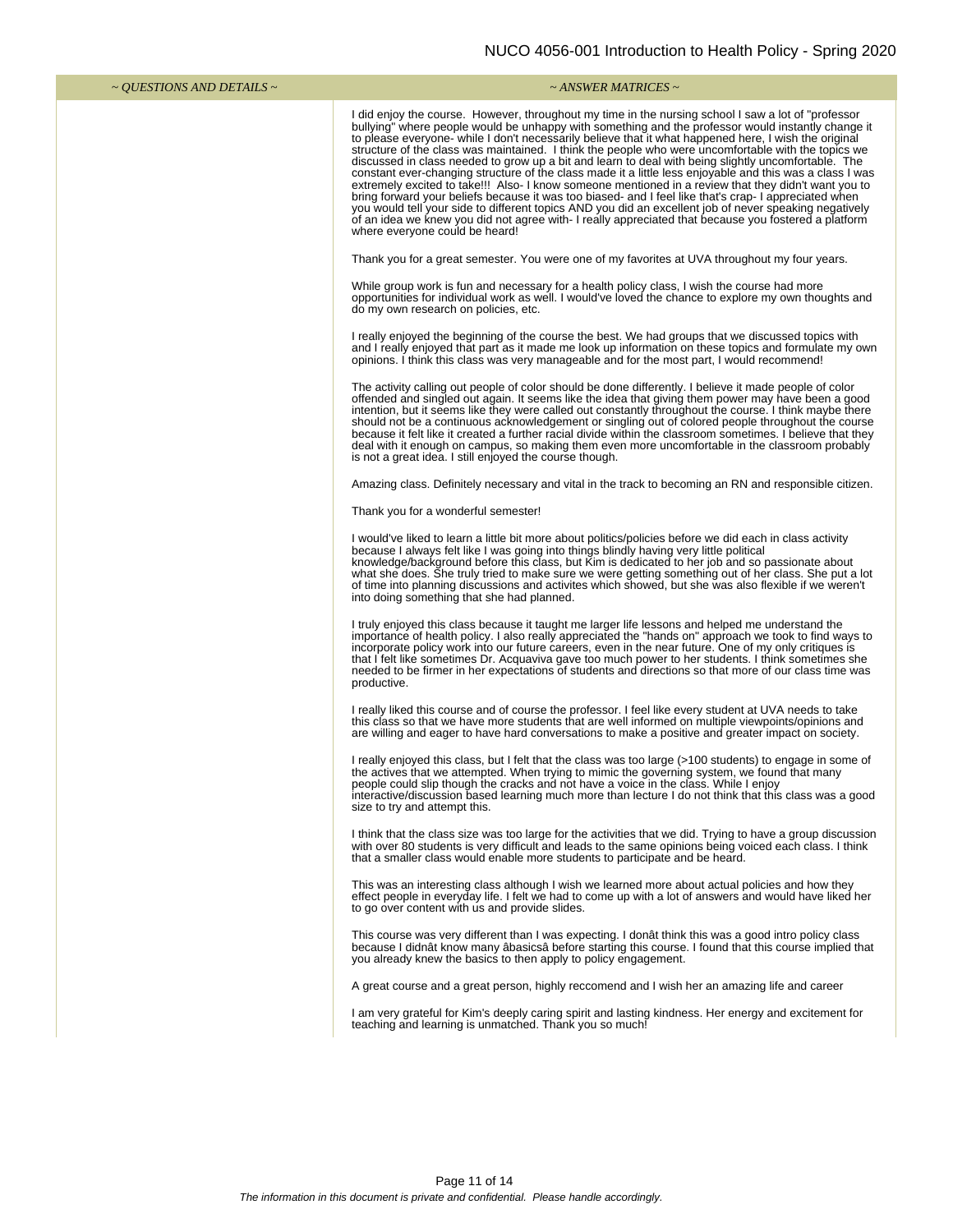| ~ QUESTIONS AND DETAILS ~ | ~ ANSWER MATRICES ~ |
|---|---|
| | I did enjoy the course. However, throughout my time in the nursing school I saw a lot of "professor bullying" where people would be unhappy with something and the professor would instantly change it to please everyone- while I don't necessarily believe that it what happened here, I wish the original structure of the class was maintained. I think the people who were uncomfortable with the topics we discussed in class needed to grow up a bit and learn to deal with being slightly uncomfortable. The constant ever-changing structure of the class made it a little less enjoyable and this was a class I was extremely excited to take!!! Also- I know someone mentioned in a review that they didn't want you to bring forward your beliefs because it was too biased- and I feel like that's crap- I appreciated when you would tell your side to different topics AND you did an excellent job of never speaking negatively of an idea we knew you did not agree with- I really appreciated that because you fostered a platform where everyone could be heard! |
| | Thank you for a great semester. You were one of my favorites at UVA throughout my four years. |
| | While group work is fun and necessary for a health policy class, I wish the course had more opportunities for individual work as well. I would've loved the chance to explore my own thoughts and do my own research on policies, etc. |
| | I really enjoyed the beginning of the course the best. We had groups that we discussed topics with and I really enjoyed that part as it made me look up information on these topics and formulate my own opinions. I think this class was very manageable and for the most part, I would recommend! |
| | The activity calling out people of color should be done differently. I believe it made people of color offended and singled out again. It seems like the idea that giving them power may have been a good intention, but it seems like they were called out constantly throughout the course. I think maybe there should not be a continuous acknowledgement or singling out of colored people throughout the course because it felt like it created a further racial divide within the classroom sometimes. I believe that they deal with it enough on campus, so making them even more uncomfortable in the classroom probably is not a great idea. I still enjoyed the course though. |
| | Amazing class. Definitely necessary and vital in the track to becoming an RN and responsible citizen. |
| | Thank you for a wonderful semester! |
| | I would've liked to learn a little bit more about politics/policies before we did each in class activity because I always felt like I was going into things blindly having very little political knowledge/background before this class, but Kim is dedicated to her job and so passionate about what she does. She truly tried to make sure we were getting something out of her class. She put a lot of time into planning discussions and activites which showed, but she was also flexible if we weren't into doing something that she had planned. |
| | I truly enjoyed this class because it taught me larger life lessons and helped me understand the importance of health policy. I also really appreciated the "hands on" approach we took to find ways to incorporate policy work into our future careers, even in the near future. One of my only critiques is that I felt like sometimes Dr. Acquaviva gave too much power to her students. I think sometimes she needed to be firmer in her expectations of students and directions so that more of our class time was productive. |
| | I really liked this course and of course the professor. I feel like every student at UVA needs to take this class so that we have more students that are well informed on multiple viewpoints/opinions and are willing and eager to have hard conversations to make a positive and greater impact on society. |
| | I really enjoyed this class, but I felt that the class was too large (>100 students) to engage in some of the actives that we attempted. When trying to mimic the governing system, we found that many people could slip though the cracks and not have a voice in the class. While I enjoy interactive/discussion based learning much more than lecture I do not think that this class was a good size to try and attempt this. |
| | I think that the class size was too large for the activities that we did. Trying to have a group discussion with over 80 students is very difficult and leads to the same opinions being voiced each class. I think that a smaller class would enable more students to participate and be heard. |
| | This was an interesting class although I wish we learned more about actual policies and how they effect people in everyday life. I felt we had to come up with a lot of answers and would have liked her to go over content with us and provide slides. |
| | This course was very different than I was expecting. I donât think this was a good intro policy class because I didnât know many âbasicsâ before starting this course. I found that this course implied that you already knew the basics to then apply to policy engagement. |
| | A great course and a great person, highly reccomend and I wish her an amazing life and career |
| | I am very grateful for Kim's deeply caring spirit and lasting kindness. Her energy and excitement for teaching and learning is unmatched. Thank you so much! |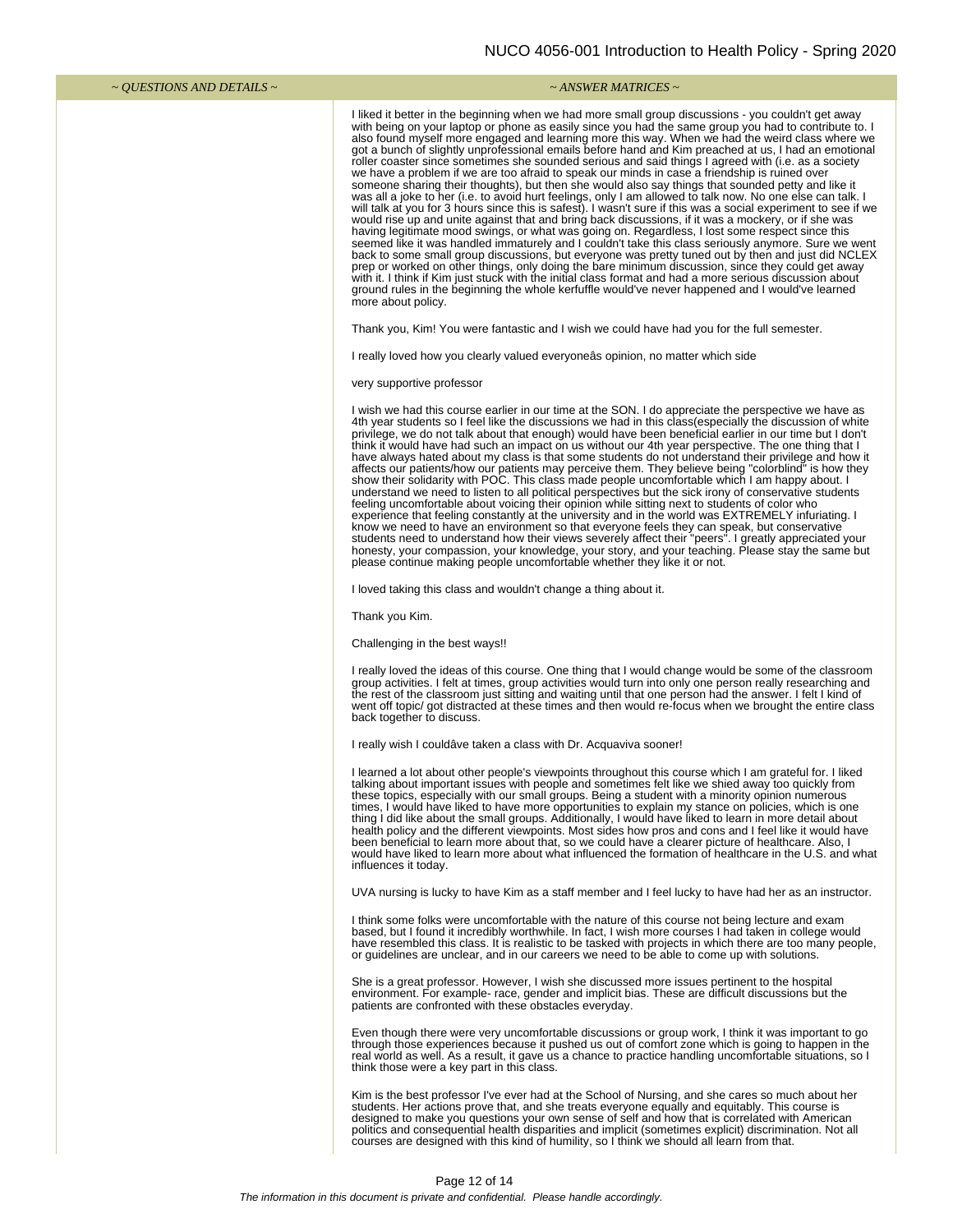| ~ QUESTIONS AND DETAILS ~ | ~ ANSWER MATRICES ~ |
|---|---|

I liked it better in the beginning when we had more small group discussions - you couldn't get away with being on your laptop or phone as easily since you had the same group you had to contribute to. I also found myself more engaged and learning more this way. When we had the weird class where we got a bunch of slightly unprofessional emails before hand and Kim preached at us, I had an emotional roller coaster since sometimes she sounded serious and said things I agreed with (i.e. as a society we have a problem if we are too afraid to speak our minds in case a friendship is ruined over someone sharing their thoughts), but then she would also say things that sounded petty and like it was all a joke to her (i.e. to avoid hurt feelings, only I am allowed to talk now. No one else can talk. I will talk at you for 3 hours since this is safest). I wasn't sure if this was a social experiment to see if we would rise up and unite against that and bring back discussions, if it was a mockery, or if she was having legitimate mood swings, or what was going on. Regardless, I lost some respect since this seemed like it was handled immaturely and I couldn't take this class seriously anymore. Sure we went back to some small group discussions, but everyone was pretty tuned out by then and just did NCLEX prep or worked on other things, only doing the bare minimum discussion, since they could get away with it. I think if Kim just stuck with the initial class format and had a more serious discussion about ground rules in the beginning the whole kerfuffle would've never happened and I would've learned more about policy.

Thank you, Kim! You were fantastic and I wish we could have had you for the full semester.

I really loved how you clearly valued everyoneâs opinion, no matter which side

very supportive professor

I wish we had this course earlier in our time at the SON. I do appreciate the perspective we have as 4th year students so I feel like the discussions we had in this class(especially the discussion of white privilege, we do not talk about that enough) would have been beneficial earlier in our time but I don't think it would have had such an impact on us without our 4th year perspective. The one thing that I have always hated about my class is that some students do not understand their privilege and how it affects our patients/how our patients may perceive them. They believe being "colorblind" is how they show their solidarity with POC. This class made people uncomfortable which I am happy about. I understand we need to listen to all political perspectives but the sick irony of conservative students feeling uncomfortable about voicing their opinion while sitting next to students of color who experience that feeling constantly at the university and in the world was EXTREMELY infuriating. I know we need to have an environment so that everyone feels they can speak, but conservative students need to understand how their views severely affect their "peers". I greatly appreciated your honesty, your compassion, your knowledge, your story, and your teaching. Please stay the same but please continue making people uncomfortable whether they like it or not.

I loved taking this class and wouldn't change a thing about it.

Thank you Kim.

Challenging in the best ways!!

I really loved the ideas of this course. One thing that I would change would be some of the classroom group activities. I felt at times, group activities would turn into only one person really researching and the rest of the classroom just sitting and waiting until that one person had the answer. I felt I kind of went off topic/ got distracted at these times and then would re-focus when we brought the entire class back together to discuss.

I really wish I couldâve taken a class with Dr. Acquaviva sooner!

I learned a lot about other people's viewpoints throughout this course which I am grateful for. I liked talking about important issues with people and sometimes felt like we shied away too quickly from these topics, especially with our small groups. Being a student with a minority opinion numerous times, I would have liked to have more opportunities to explain my stance on policies, which is one thing I did like about the small groups. Additionally, I would have liked to learn in more detail about health policy and the different viewpoints. Most sides how pros and cons and I feel like it would have been beneficial to learn more about that, so we could have a clearer picture of healthcare. Also, I would have liked to learn more about what influenced the formation of healthcare in the U.S. and what influences it today.

UVA nursing is lucky to have Kim as a staff member and I feel lucky to have had her as an instructor.

I think some folks were uncomfortable with the nature of this course not being lecture and exam based, but I found it incredibly worthwhile. In fact, I wish more courses I had taken in college would have resembled this class. It is realistic to be tasked with projects in which there are too many people, or guidelines are unclear, and in our careers we need to be able to come up with solutions.

She is a great professor. However, I wish she discussed more issues pertinent to the hospital environment. For example- race, gender and implicit bias. These are difficult discussions but the patients are confronted with these obstacles everyday.

Even though there were very uncomfortable discussions or group work, I think it was important to go through those experiences because it pushed us out of comfort zone which is going to happen in the real world as well. As a result, it gave us a chance to practice handling uncomfortable situations, so I think those were a key part in this class.

Kim is the best professor I've ever had at the School of Nursing, and she cares so much about her students. Her actions prove that, and she treats everyone equally and equitably. This course is designed to make you questions your own sense of self and how that is correlated with American politics and consequential health disparities and implicit (sometimes explicit) discrimination. Not all courses are designed with this kind of humility, so I think we should all learn from that.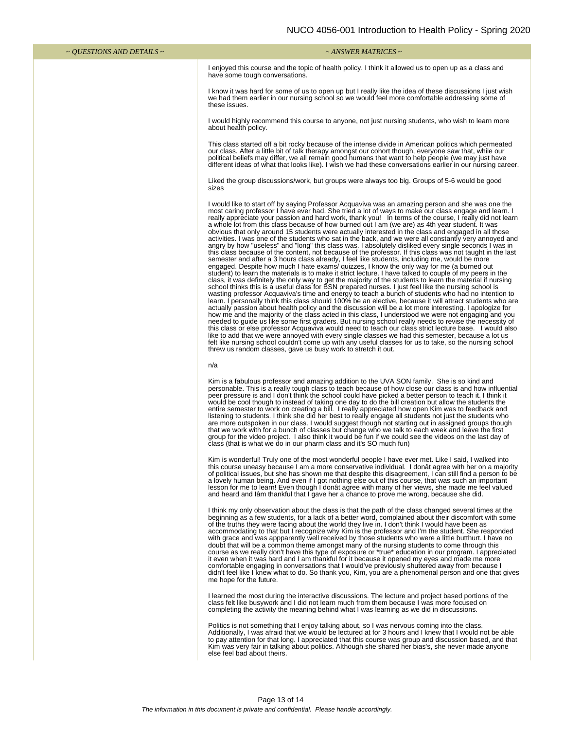| ~ QUESTIONS AND DETAILS ~ | ~ ANSWER MATRICES ~ |
|---|---|

I enjoyed this course and the topic of health policy. I think it allowed us to open up as a class and have some tough conversations.

I know it was hard for some of us to open up but I really like the idea of these discussions I just wish we had them earlier in our nursing school so we would feel more comfortable addressing some of these issues.

I would highly recommend this course to anyone, not just nursing students, who wish to learn more about health policy.

This class started off a bit rocky because of the intense divide in American politics which permeated our class. After a little bit of talk therapy amongst our cohort though, everyone saw that, while our political beliefs may differ, we all remain good humans that want to help people (we may just have different ideas of what that looks like). I wish we had these conversations earlier in our nursing career.

Liked the group discussions/work, but groups were always too big. Groups of 5-6 would be good sizes

I would like to start off by saying Professor Acquaviva was an amazing person and she was one the most caring professor I have ever had. She tried a lot of ways to make our class engage and learn. I really appreciate your passion and hard work, thank you! In terms of the course, I really did not learn a whole lot from this class because of how burned out I am (we are) as 4th year student. It was obvious that only around 15 students were actually interested in the class and engaged in all those activities. I was one of the students who sat in the back, and we were all constantly very annoyed and angry by how "useless" and "long" this class was. I absolutely disliked every single seconds I was in this class because of the content, not because of the professor. If this class was not taught in the last semester and after a 3 hours class already, I feel like students, including me, would be more engaged. Despite how much I hate exams/ quizzes, I know the only way for me (a burned out student) to learn the materials is to make it strict lecture. I have talked to couple of my peers in the class, it was definitely the only way to get the majority of the students to learn the material if nursing school thinks this is a useful class for BSN prepared nurses. I just feel like the nursing school is wasting professor Acquaviva's time and energy to teach a bunch of students who had no intention to learn. I personally think this class should 100% be an elective, because it will attract students who are actually passion about health policy and the discussion will be a lot more interesting. I apologize for how me and the majority of the class acted in this class, I understood we were not engaging and you needed to guide us like some first graders. But nursing school really needs to revise the necessity of this class or else professor Acquaviva would need to teach our class strict lecture base. I would also like to add that we were annoyed with every single classes we had this semester, because a lot us felt like nursing school couldn't come up with any useful classes for us to take, so the nursing school threw us random classes, gave us busy work to stretch it out.

n/a

Kim is a fabulous professor and amazing addition to the UVA SON family. She is so kind and personable. This is a really tough class to teach because of how close our class is and how influential peer pressure is and I don't think the school could have picked a better person to teach it. I think it would be cool though to instead of taking one day to do the bill creation but allow the students the entire semester to work on creating a bill. I really appreciated how open Kim was to feedback and listening to students. I think she did her best to really engage all students not just the students who are more outspoken in our class. I would suggest though not starting out in assigned groups though that we work with for a bunch of classes but change who we talk to each week and leave the first group for the video project. I also think it would be fun if we could see the videos on the last day of class (that is what we do in our pharm class and it's SO much fun)

Kim is wonderful! Truly one of the most wonderful people I have ever met. Like I said, I walked into this course uneasy because I am a more conservative individual. I donât agree with her on a majority of political issues, but she has shown me that despite this disagreement, I can still find a person to be a lovely human being. And even if I got nothing else out of this course, that was such an important lesson for me to learn! Even though I donât agree with many of her views, she made me feel valued and heard and Iâm thankful that I gave her a chance to prove me wrong, because she did.

I think my only observation about the class is that the path of the class changed several times at the beginning as a few students, for a lack of a better word, complained about their discomfort with some of the truths they were facing about the world they live in. I don't think I would have been as accommodating to that but I recognize why Kim is the professor and I'm the student. She responded with grace and was appparently well received by those students who were a little butthurt. I have no doubt that will be a common theme amongst many of the nursing students to come through this course as we really don't have this type of exposure or *true* education in our program. I appreciated it even when it was hard and I am thankful for it because it opened my eyes and made me more comfortable engaging in conversations that I would've previously shuttered away from because I didn't feel like I knew what to do. So thank you, Kim, you are a phenomenal person and one that gives me hope for the future.

I learned the most during the interactive discussions. The lecture and project based portions of the class felt like busywork and I did not learn much from them because I was more focused on completing the activity the meaning behind what I was learning as we did in discussions.

Politics is not something that I enjoy talking about, so I was nervous coming into the class. Additionally, I was afraid that we would be lectured at for 3 hours and I knew that I would not be able to pay attention for that long. I appreciated that this course was group and discussion based, and that Kim was very fair in talking about politics. Although she shared her bias's, she never made anyone else feel bad about theirs.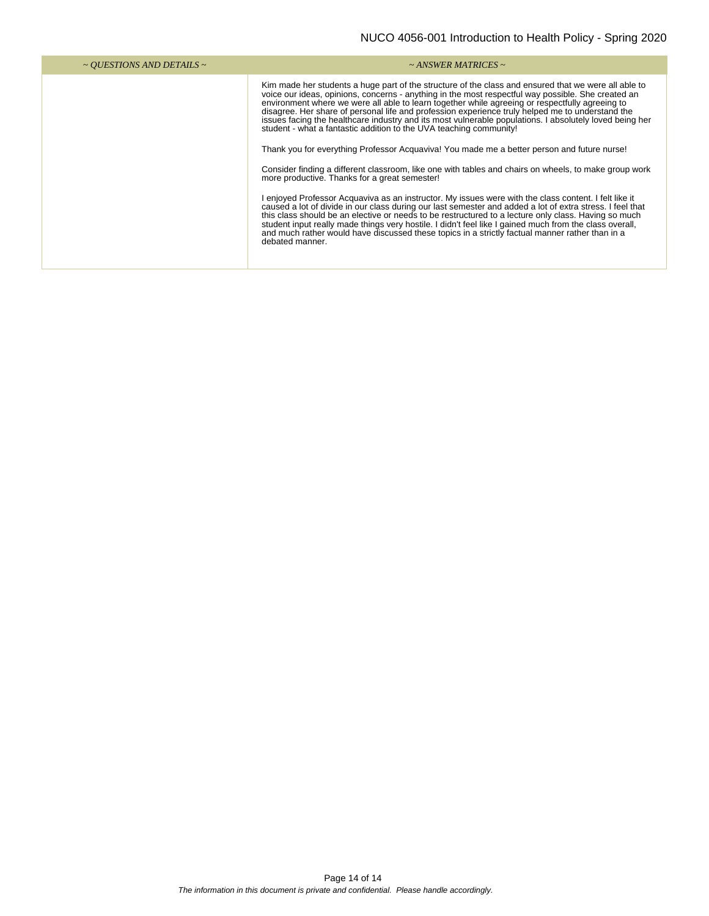| ~ QUESTIONS AND DETAILS ~ | ~ ANSWER MATRICES ~ |
| --- | --- |
| | Kim made her students a huge part of the structure of the class and ensured that we were all able to voice our ideas, opinions, concerns - anything in the most respectful way possible. She created an environment where we were all able to learn together while agreeing or respectfully agreeing to disagree. Her share of personal life and profession experience truly helped me to understand the issues facing the healthcare industry and its most vulnerable populations. I absolutely loved being her student - what a fantastic addition to the UVA teaching community!<br><br>Thank you for everything Professor Acquaviva! You made me a better person and future nurse!<br><br>Consider finding a different classroom, like one with tables and chairs on wheels, to make group work more productive. Thanks for a great semester!<br><br>I enjoyed Professor Acquaviva as an instructor. My issues were with the class content. I felt like it caused a lot of divide in our class during our last semester and added a lot of extra stress. I feel that this class should be an elective or needs to be restructured to a lecture only class. Having so much student input really made things very hostile. I didn't feel like I gained much from the class overall, and much rather would have discussed these topics in a strictly factual manner rather than in a debated manner. |